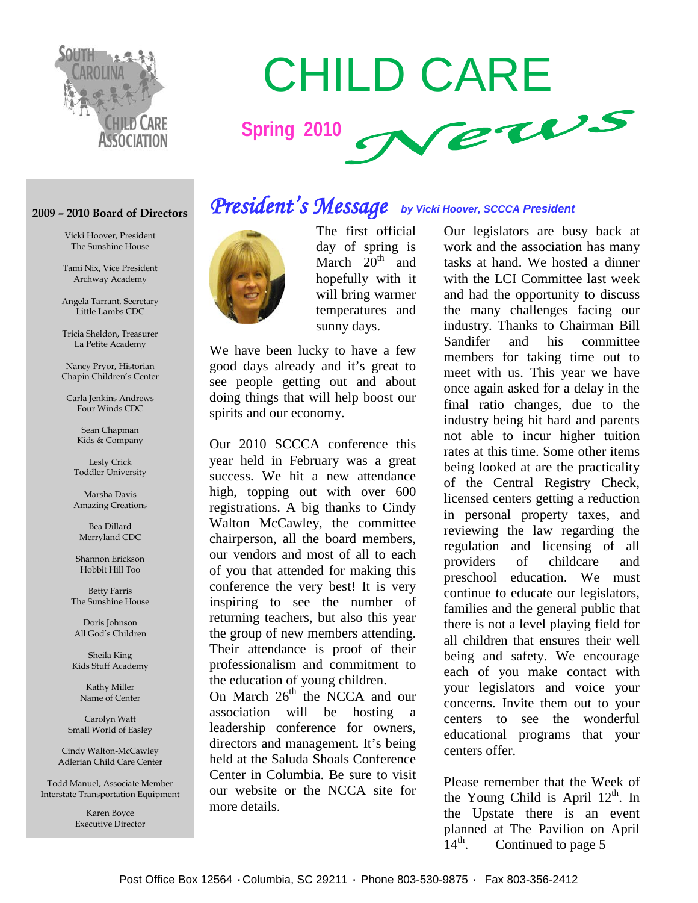# CHILD CARE News

**Spring 2010**

## 2009 – 2010 Board of Directors

Vicki Hoover, President
The Sunshine House

Tami Nix, Vice President
Archway Academy

Angela Tarrant, Secretary
Little Lambs CDC

Tricia Sheldon, Treasurer
La Petite Academy

Nancy Pryor, Historian
Chapin Children's Center

Carla Jenkins Andrews
Four Winds CDC

Sean Chapman
Kids & Company

Lesly Crick
Toddler University

Marsha Davis
Amazing Creations

Bea Dillard
Merryland CDC

Shannon Erickson
Hobbit Hill Too

Betty Farris
The Sunshine House

Doris Johnson
All God's Children

Sheila King
Kids Stuff Academy

Kathy Miller
Name of Center

Carolyn Watt
Small World of Easley

Cindy Walton-McCawley
Adlerian Child Care Center

Todd Manuel, Associate Member
Interstate Transportation Equipment

Karen Boyce
Executive Director

## *President's Message*

*by Vicki Hoover, SCCCA President*

The first official day of spring is March 20th and hopefully with it will bring warmer temperatures and sunny days.

We have been lucky to have a few good days already and it's great to see people getting out and about doing things that will help boost our spirits and our economy.

Our 2010 SCCCA conference this year held in February was a great success. We hit a new attendance high, topping out with over 600 registrations. A big thanks to Cindy Walton McCawley, the committee chairperson, all the board members, our vendors and most of all to each of you that attended for making this conference the very best! It is very inspiring to see the number of returning teachers, but also this year the group of new members attending. Their attendance is proof of their professionalism and commitment to the education of young children.

On March 26th the NCCA and our association will be hosting a leadership conference for owners, directors and management. It's being held at the Saluda Shoals Conference Center in Columbia. Be sure to visit our website or the NCCA site for more details.

Our legislators are busy back at work and the association has many tasks at hand. We hosted a dinner with the LCI Committee last week and had the opportunity to discuss the many challenges facing our industry. Thanks to Chairman Bill Sandifer and his committee members for taking time out to meet with us. This year we have once again asked for a delay in the final ratio changes, due to the industry being hit hard and parents not able to incur higher tuition rates at this time. Some other items being looked at are the practicality of the Central Registry Check, licensed centers getting a reduction in personal property taxes, and reviewing the law regarding the regulation and licensing of all providers of childcare and preschool education. We must continue to educate our legislators, families and the general public that there is not a level playing field for all children that ensures their well being and safety. We encourage each of you make contact with your legislators and voice your concerns. Invite them out to your centers to see the wonderful educational programs that your centers offer.

Please remember that the Week of the Young Child is April 12th. In the Upstate there is an event planned at The Pavilion on April 14th. Continued to page 5

Post Office Box 12564 · Columbia, SC 29211 · Phone 803-530-9875 · Fax 803-356-2412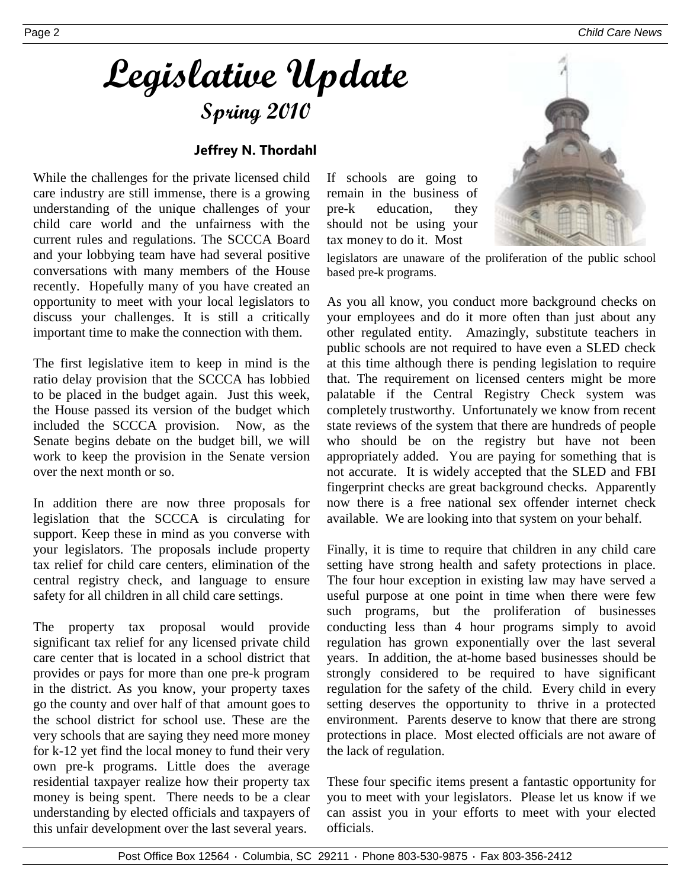# Legislative Update

## Spring 2010

**Jeffrey N. Thordahl**

While the challenges for the private licensed child care industry are still immense, there is a growing understanding of the unique challenges of your child care world and the unfairness with the current rules and regulations. The SCCCA Board and your lobbying team have had several positive conversations with many members of the House recently. Hopefully many of you have created an opportunity to meet with your local legislators to discuss your challenges. It is still a critically important time to make the connection with them.

The first legislative item to keep in mind is the ratio delay provision that the SCCCA has lobbied to be placed in the budget again. Just this week, the House passed its version of the budget which included the SCCCA provision. Now, as the Senate begins debate on the budget bill, we will work to keep the provision in the Senate version over the next month or so.

In addition there are now three proposals for legislation that the SCCCA is circulating for support. Keep these in mind as you converse with your legislators. The proposals include property tax relief for child care centers, elimination of the central registry check, and language to ensure safety for all children in all child care settings.

The property tax proposal would provide significant tax relief for any licensed private child care center that is located in a school district that provides or pays for more than one pre-k program in the district. As you know, your property taxes go the county and over half of that amount goes to the school district for school use. These are the very schools that are saying they need more money for k-12 yet find the local money to fund their very own pre-k programs. Little does the average residential taxpayer realize how their property tax money is being spent. There needs to be a clear understanding by elected officials and taxpayers of this unfair development over the last several years. If schools are going to remain in the business of pre-k education, they should not be using your tax money to do it. Most legislators are unaware of the proliferation of the public school based pre-k programs.

As you all know, you conduct more background checks on your employees and do it more often than just about any other regulated entity. Amazingly, substitute teachers in public schools are not required to have even a SLED check at this time although there is pending legislation to require that. The requirement on licensed centers might be more palatable if the Central Registry Check system was completely trustworthy. Unfortunately we know from recent state reviews of the system that there are hundreds of people who should be on the registry but have not been appropriately added. You are paying for something that is not accurate. It is widely accepted that the SLED and FBI fingerprint checks are great background checks. Apparently now there is a free national sex offender internet check available. We are looking into that system on your behalf.

Finally, it is time to require that children in any child care setting have strong health and safety protections in place. The four hour exception in existing law may have served a useful purpose at one point in time when there were few such programs, but the proliferation of businesses conducting less than 4 hour programs simply to avoid regulation has grown exponentially over the last several years. In addition, the at-home based businesses should be strongly considered to be required to have significant regulation for the safety of the child. Every child in every setting deserves the opportunity to thrive in a protected environment. Parents deserve to know that there are strong protections in place. Most elected officials are not aware of the lack of regulation.

These four specific items present a fantastic opportunity for you to meet with your legislators. Please let us know if we can assist you in your efforts to meet with your elected officials.

Post Office Box 12564 · Columbia, SC 29211 · Phone 803-530-9875 · Fax 803-356-2412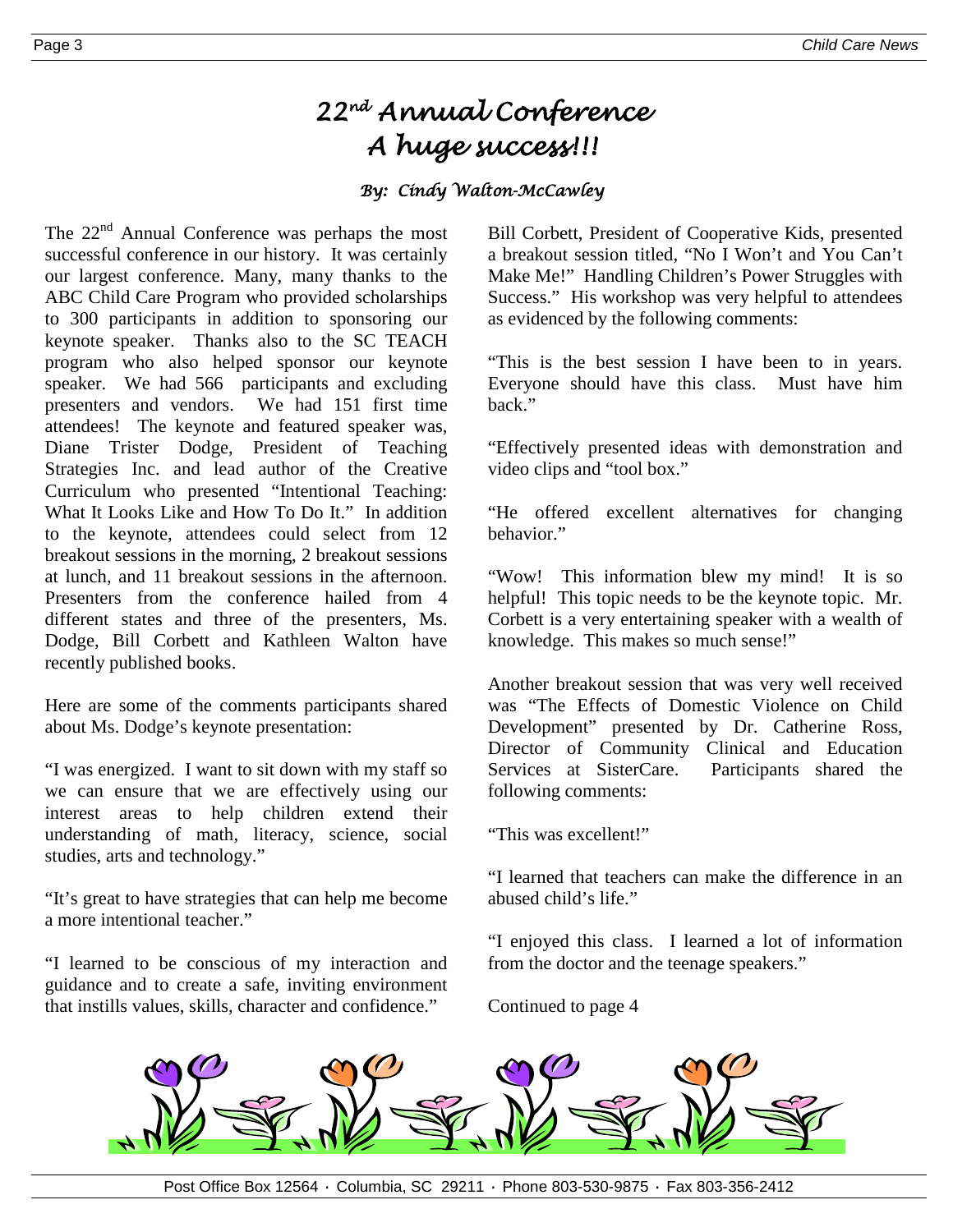# 22nd Annual Conference A huge success!!!

*By: Cindy Walton-McCawley*

The 22nd Annual Conference was perhaps the most successful conference in our history. It was certainly our largest conference. Many, many thanks to the ABC Child Care Program who provided scholarships to 300 participants in addition to sponsoring our keynote speaker. Thanks also to the SC TEACH program who also helped sponsor our keynote speaker. We had 566 participants and excluding presenters and vendors. We had 151 first time attendees! The keynote and featured speaker was, Diane Trister Dodge, President of Teaching Strategies Inc. and lead author of the Creative Curriculum who presented "Intentional Teaching: What It Looks Like and How To Do It." In addition to the keynote, attendees could select from 12 breakout sessions in the morning, 2 breakout sessions at lunch, and 11 breakout sessions in the afternoon. Presenters from the conference hailed from 4 different states and three of the presenters, Ms. Dodge, Bill Corbett and Kathleen Walton have recently published books.

Here are some of the comments participants shared about Ms. Dodge's keynote presentation:

"I was energized. I want to sit down with my staff so we can ensure that we are effectively using our interest areas to help children extend their understanding of math, literacy, science, social studies, arts and technology."

"It's great to have strategies that can help me become a more intentional teacher."

"I learned to be conscious of my interaction and guidance and to create a safe, inviting environment that instills values, skills, character and confidence."

Bill Corbett, President of Cooperative Kids, presented a breakout session titled, "No I Won't and You Can't Make Me!" Handling Children's Power Struggles with Success." His workshop was very helpful to attendees as evidenced by the following comments:

"This is the best session I have been to in years. Everyone should have this class. Must have him back."

"Effectively presented ideas with demonstration and video clips and "tool box."

"He offered excellent alternatives for changing behavior."

"Wow! This information blew my mind! It is so helpful! This topic needs to be the keynote topic. Mr. Corbett is a very entertaining speaker with a wealth of knowledge. This makes so much sense!"

Another breakout session that was very well received was "The Effects of Domestic Violence on Child Development" presented by Dr. Catherine Ross, Director of Community Clinical and Education Services at SisterCare. Participants shared the following comments:

"This was excellent!"

"I learned that teachers can make the difference in an abused child's life."

"I enjoyed this class. I learned a lot of information from the doctor and the teenage speakers."

Continued to page 4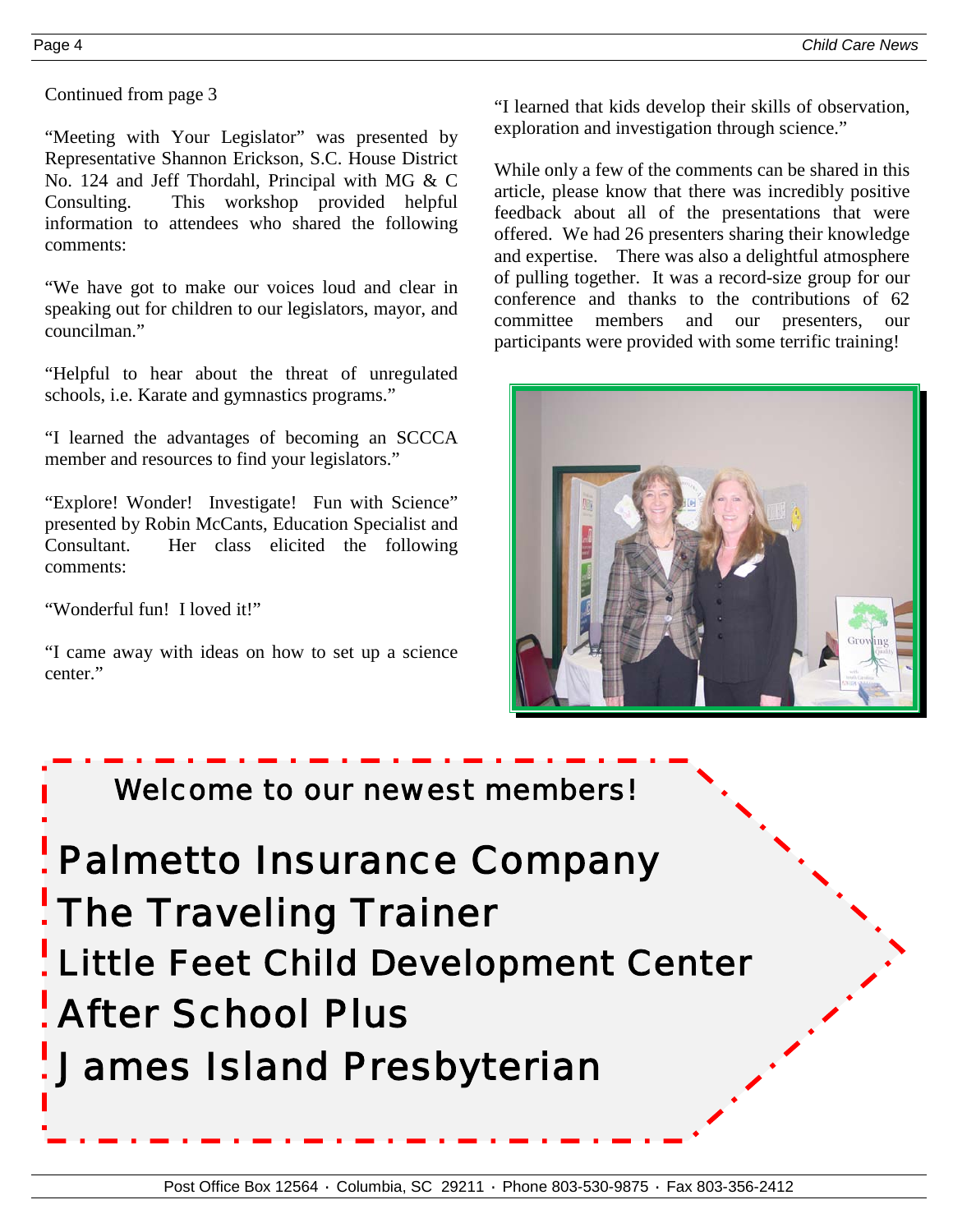Continued from page 3

"Meeting with Your Legislator" was presented by Representative Shannon Erickson, S.C. House District No. 124 and Jeff Thordahl, Principal with MG & C Consulting. This workshop provided helpful information to attendees who shared the following comments:

"We have got to make our voices loud and clear in speaking out for children to our legislators, mayor, and councilman."

"Helpful to hear about the threat of unregulated schools, i.e. Karate and gymnastics programs."

"I learned the advantages of becoming an SCCCA member and resources to find your legislators."

"Explore! Wonder! Investigate! Fun with Science" presented by Robin McCants, Education Specialist and Consultant. Her class elicited the following comments:

"Wonderful fun! I loved it!"

"I came away with ideas on how to set up a science center."

"I learned that kids develop their skills of observation, exploration and investigation through science."

While only a few of the comments can be shared in this article, please know that there was incredibly positive feedback about all of the presentations that were offered. We had 26 presenters sharing their knowledge and expertise. There was also a delightful atmosphere of pulling together. It was a record-size group for our conference and thanks to the contributions of 62 committee members and our presenters, our participants were provided with some terrific training!

## Welcome to our newest members!

**Palmetto Insurance Company**

**The Traveling Trainer**

**Little Feet Child Development Center**

**After School Plus**

**James Island Presbyterian**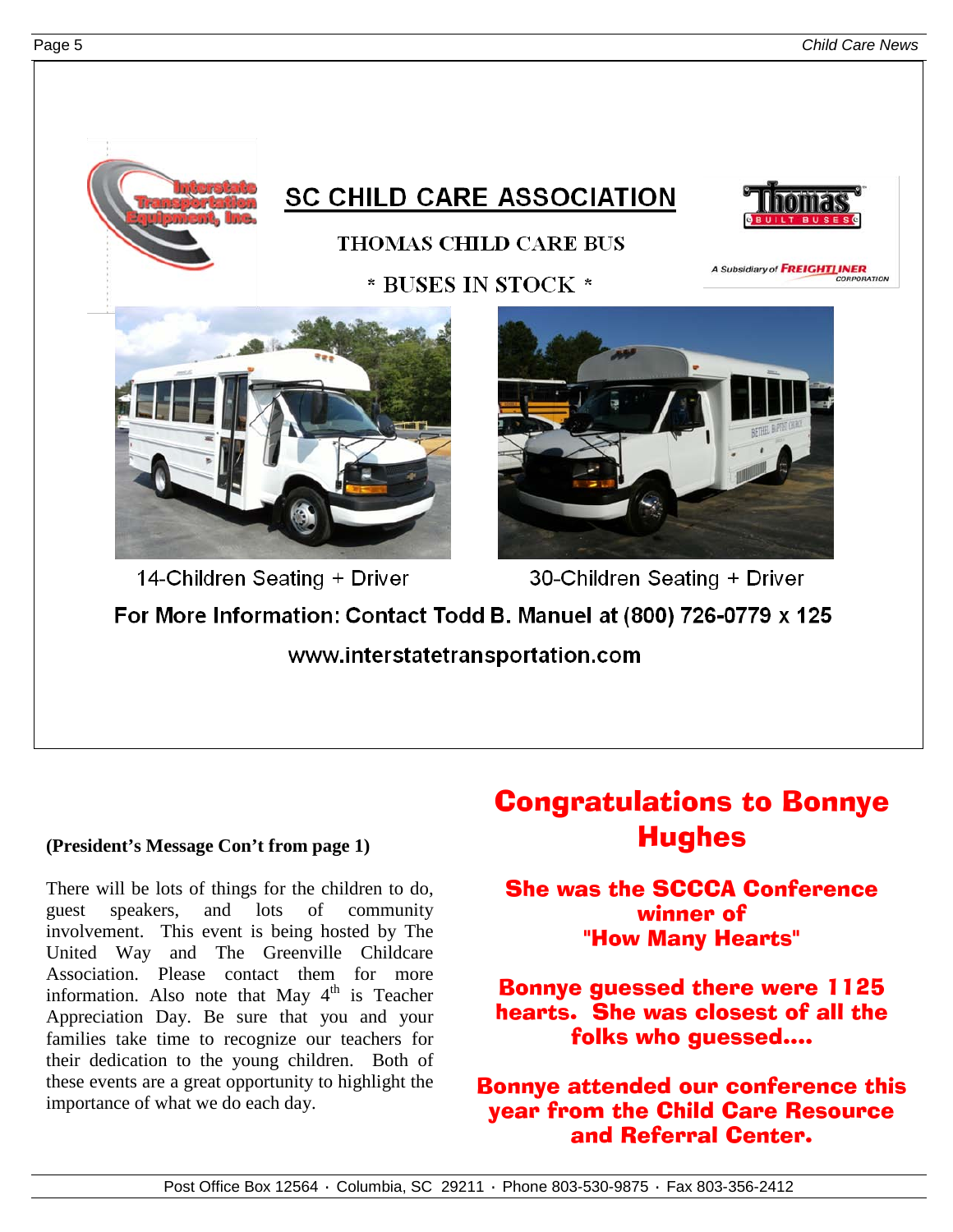Interstate Transportation Equipment, Inc.

## SC CHILD CARE ASSOCIATION

THOMAS CHILD CARE BUS

* BUSES IN STOCK *

Thomas BUILT BUSES

A Subsidiary of FREIGHTLINER CORPORATION

14-Children Seating + Driver

30-Children Seating + Driver

**For More Information: Contact Todd B. Manuel at (800) 726-0779 x 125**

**www.interstatetransportation.com**

**(President's Message Con't from page 1)**

There will be lots of things for the children to do, guest speakers, and lots of community involvement. This event is being hosted by The United Way and The Greenville Childcare Association. Please contact them for more information. Also note that May 4th is Teacher Appreciation Day. Be sure that you and your families take time to recognize our teachers for their dedication to the young children. Both of these events are a great opportunity to highlight the importance of what we do each day.

# Congratulations to Bonnye Hughes

**She was the SCCCA Conference winner of "How Many Hearts"**

**Bonnye guessed there were 1125 hearts. She was closest of all the folks who guessed....**

**Bonnye attended our conference this year from the Child Care Resource and Referral Center.**

Post Office Box 12564 · Columbia, SC 29211 · Phone 803-530-9875 · Fax 803-356-2412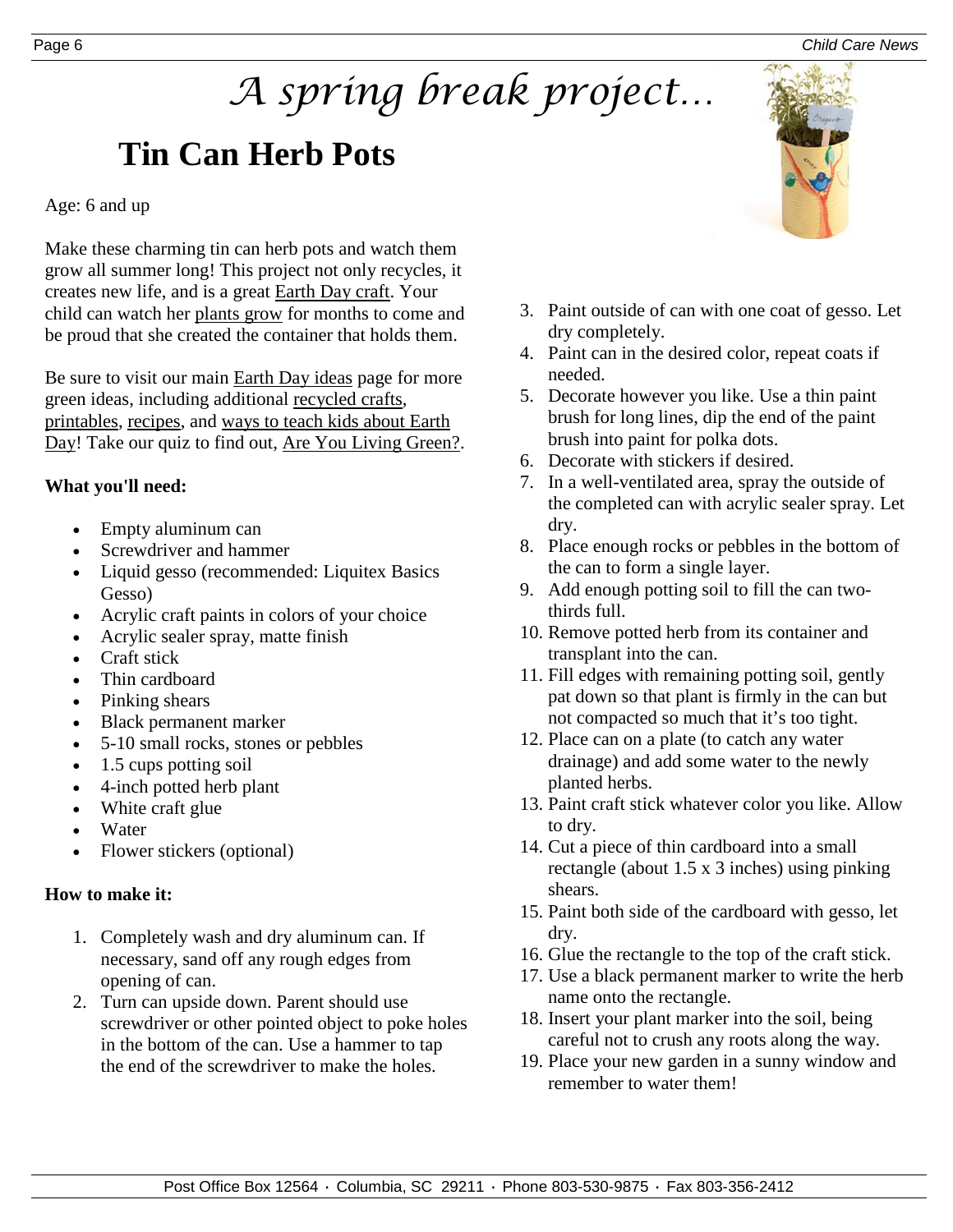# *A spring break project…*

## Tin Can Herb Pots

Age: 6 and up

Make these charming tin can herb pots and watch them grow all summer long! This project not only recycles, it creates new life, and is a great Earth Day craft. Your child can watch her plants grow for months to come and be proud that she created the container that holds them.

Be sure to visit our main Earth Day ideas page for more green ideas, including additional recycled crafts, printables, recipes, and ways to teach kids about Earth Day! Take our quiz to find out, Are You Living Green?.

**What you'll need:**

- Empty aluminum can
- Screwdriver and hammer
- Liquid gesso (recommended: Liquitex Basics Gesso)
- Acrylic craft paints in colors of your choice
- Acrylic sealer spray, matte finish
- Craft stick
- Thin cardboard
- Pinking shears
- Black permanent marker
- 5-10 small rocks, stones or pebbles
- 1.5 cups potting soil
- 4-inch potted herb plant
- White craft glue
- Water
- Flower stickers (optional)

**How to make it:**

1. Completely wash and dry aluminum can. If necessary, sand off any rough edges from opening of can.
2. Turn can upside down. Parent should use screwdriver or other pointed object to poke holes in the bottom of the can. Use a hammer to tap the end of the screwdriver to make the holes.
3. Paint outside of can with one coat of gesso. Let dry completely.
4. Paint can in the desired color, repeat coats if needed.
5. Decorate however you like. Use a thin paint brush for long lines, dip the end of the paint brush into paint for polka dots.
6. Decorate with stickers if desired.
7. In a well-ventilated area, spray the outside of the completed can with acrylic sealer spray. Let dry.
8. Place enough rocks or pebbles in the bottom of the can to form a single layer.
9. Add enough potting soil to fill the can two-thirds full.
10. Remove potted herb from its container and transplant into the can.
11. Fill edges with remaining potting soil, gently pat down so that plant is firmly in the can but not compacted so much that it's too tight.
12. Place can on a plate (to catch any water drainage) and add some water to the newly planted herbs.
13. Paint craft stick whatever color you like. Allow to dry.
14. Cut a piece of thin cardboard into a small rectangle (about 1.5 x 3 inches) using pinking shears.
15. Paint both side of the cardboard with gesso, let dry.
16. Glue the rectangle to the top of the craft stick.
17. Use a black permanent marker to write the herb name onto the rectangle.
18. Insert your plant marker into the soil, being careful not to crush any roots along the way.
19. Place your new garden in a sunny window and remember to water them!

Post Office Box 12564 · Columbia, SC 29211 · Phone 803-530-9875 · Fax 803-356-2412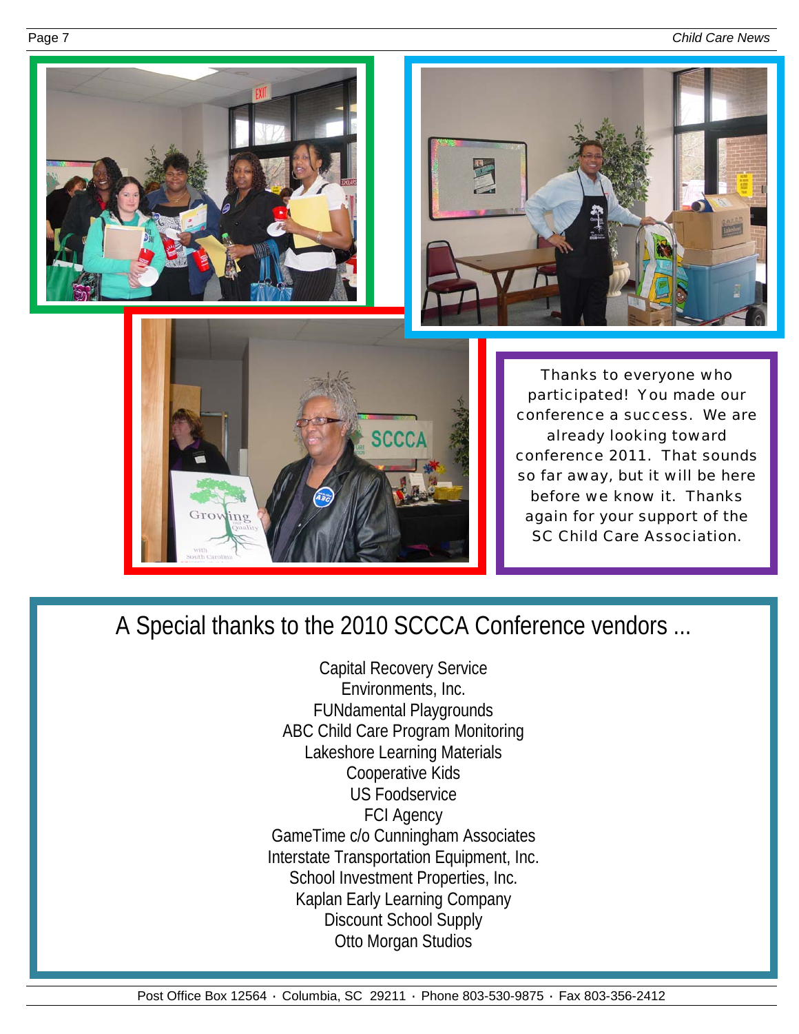Thanks to everyone who participated! You made our conference a success. We are already looking toward conference 2011. That sounds so far away, but it will be here before we know it. Thanks again for your support of the SC Child Care Association.

## A Special thanks to the 2010 SCCCA Conference vendors ...

Capital Recovery Service
Environments, Inc.
FUNdamental Playgrounds
ABC Child Care Program Monitoring
Lakeshore Learning Materials
Cooperative Kids
US Foodservice
FCI Agency
GameTime c/o Cunningham Associates
Interstate Transportation Equipment, Inc.
School Investment Properties, Inc.
Kaplan Early Learning Company
Discount School Supply
Otto Morgan Studios

Post Office Box 12564 · Columbia, SC 29211 · Phone 803-530-9875 · Fax 803-356-2412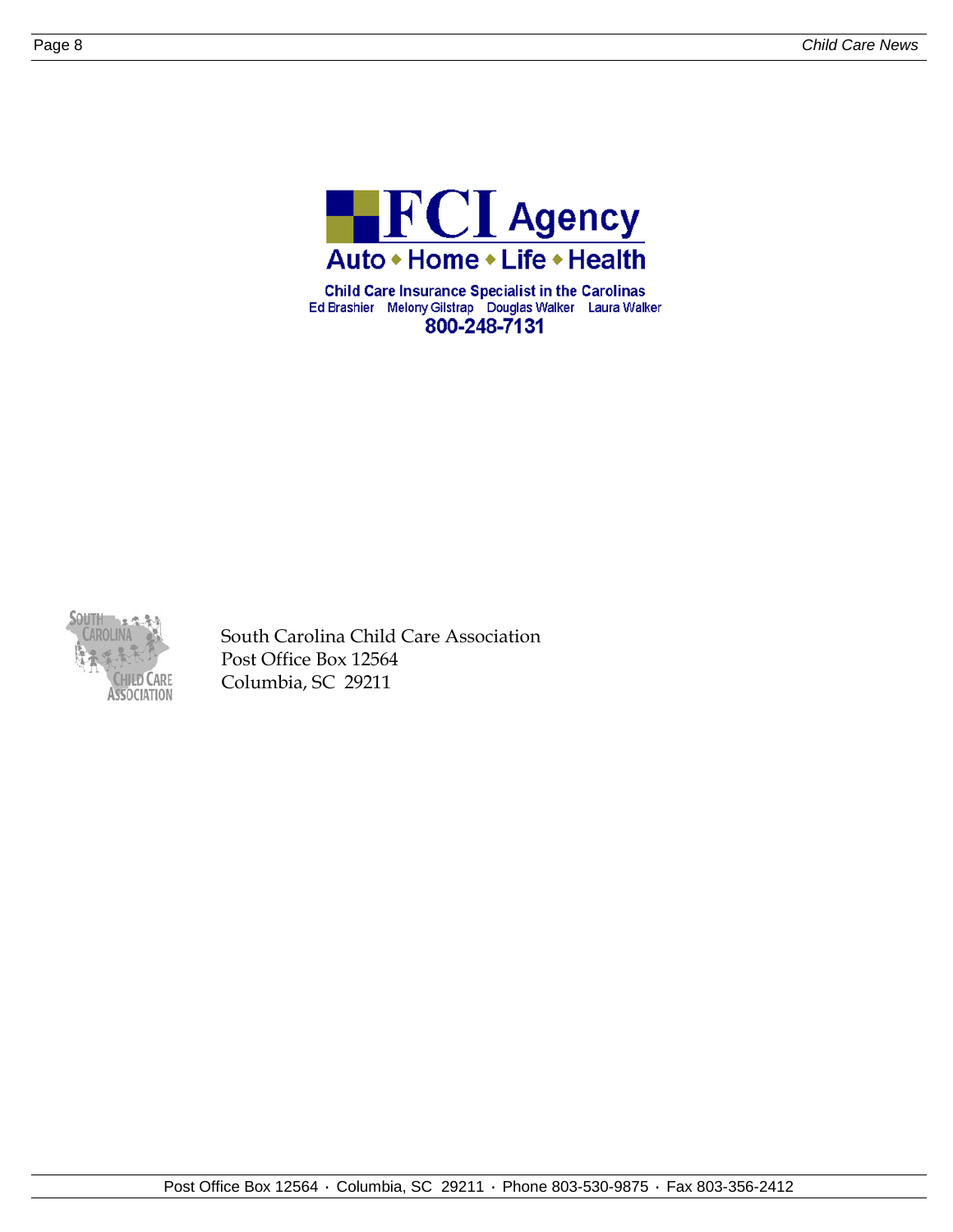**FCI Agency**

**Auto • Home • Life • Health**

**Child Care Insurance Specialist in the Carolinas**

Ed Brashier Melony Gilstrap Douglas Walker Laura Walker

**800-248-7131**

South Carolina Child Care Association
Post Office Box 12564
Columbia, SC 29211

Post Office Box 12564 · Columbia, SC 29211 · Phone 803-530-9875 · Fax 803-356-2412